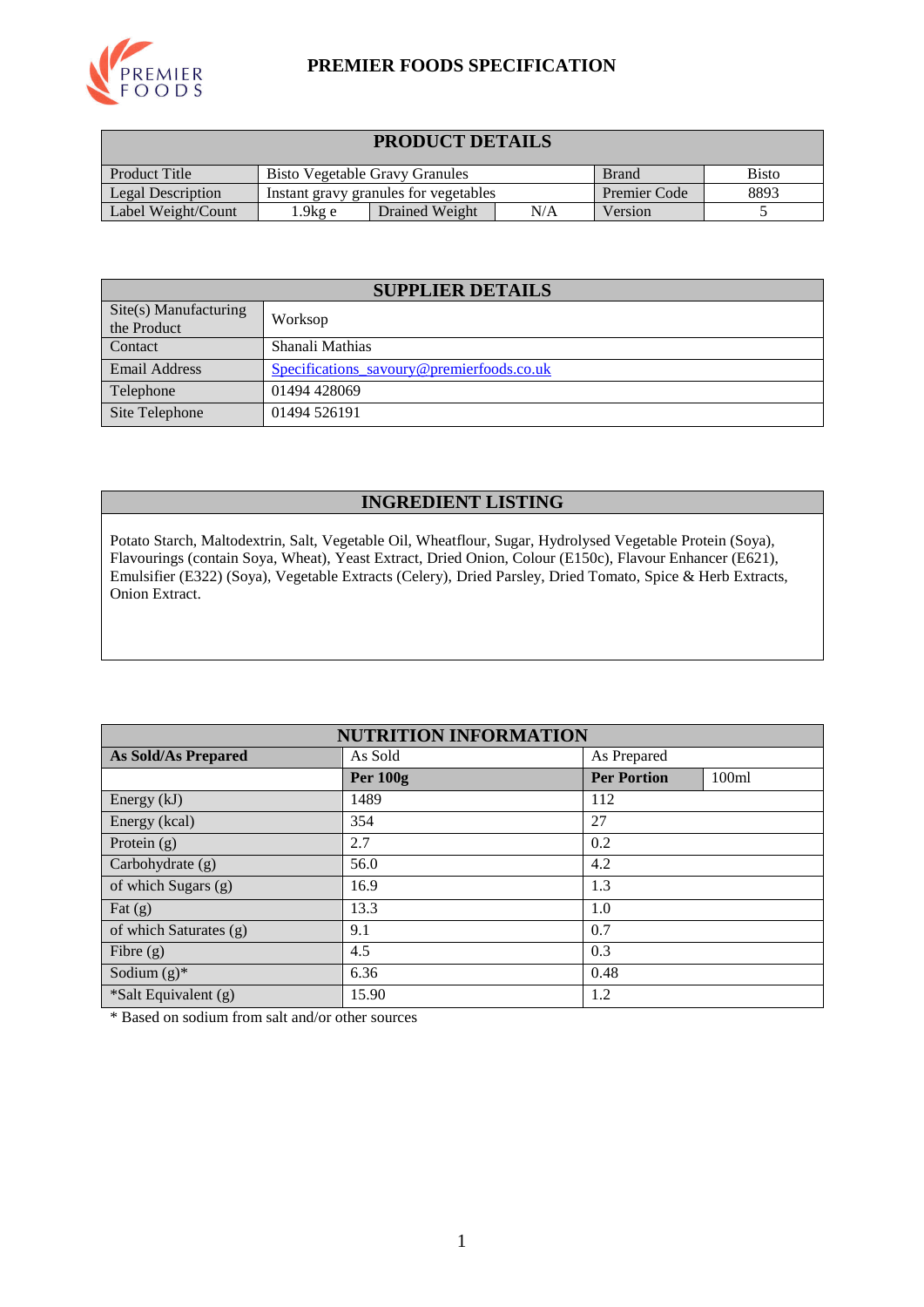# PREMIER FOODS SPECIFICATION

## PRODUCT DETAILS

| | | | | | |
|---|---|---|---|---|---|
| Product Title | Bisto Vegetable Gravy Granules | | | Brand | Bisto |
| Legal Description | Instant gravy granules for vegetables | | | Premier Code | 8893 |
| Label Weight/Count | 1.9kg e | Drained Weight | N/A | Version | 5 |

## SUPPLIER DETAILS

| | |
|---|---|
| Site(s) Manufacturing the Product | Worksop |
| Contact | Shanali Mathias |
| Email Address | Specifications_savoury@premierfoods.co.uk |
| Telephone | 01494 428069 |
| Site Telephone | 01494 526191 |

## INGREDIENT LISTING

Potato Starch, Maltodextrin, Salt, Vegetable Oil, Wheatflour, Sugar, Hydrolysed Vegetable Protein (Soya), Flavourings (contain Soya, Wheat), Yeast Extract, Dried Onion, Colour (E150c), Flavour Enhancer (E621), Emulsifier (E322) (Soya), Vegetable Extracts (Celery), Dried Parsley, Dried Tomato, Spice & Herb Extracts, Onion Extract.

## NUTRITION INFORMATION

| **As Sold/As Prepared** | As Sold | As Prepared | |
|---|---|---|---|
| | **Per 100g** | **Per Portion** | 100ml |
| Energy (kJ) | 1489 | 112 | |
| Energy (kcal) | 354 | 27 | |
| Protein (g) | 2.7 | 0.2 | |
| Carbohydrate (g) | 56.0 | 4.2 | |
| of which Sugars (g) | 16.9 | 1.3 | |
| Fat (g) | 13.3 | 1.0 | |
| of which Saturates (g) | 9.1 | 0.7 | |
| Fibre (g) | 4.5 | 0.3 | |
| Sodium (g)* | 6.36 | 0.48 | |
| *Salt Equivalent (g) | 15.90 | 1.2 | |

* Based on sodium from salt and/or other sources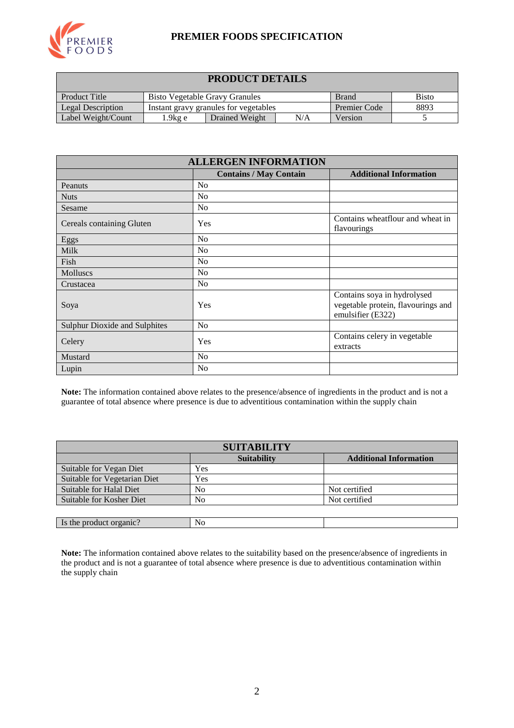# PREMIER FOODS SPECIFICATION

| PRODUCT DETAILS | | | | | |
|---|---|---|---|---|---|
| Product Title | Bisto Vegetable Gravy Granules | | | Brand | Bisto |
| Legal Description | Instant gravy granules for vegetables | | | Premier Code | 8893 |
| Label Weight/Count | 1.9kg e | Drained Weight | N/A | Version | 5 |

| ALLERGEN INFORMATION | | |
|---|---|---|
| | **Contains / May Contain** | **Additional Information** |
| Peanuts | No | |
| Nuts | No | |
| Sesame | No | |
| Cereals containing Gluten | Yes | Contains wheatflour and wheat in flavourings |
| Eggs | No | |
| Milk | No | |
| Fish | No | |
| Molluscs | No | |
| Crustacea | No | |
| Soya | Yes | Contains soya in hydrolysed vegetable protein, flavourings and emulsifier (E322) |
| Sulphur Dioxide and Sulphites | No | |
| Celery | Yes | Contains celery in vegetable extracts |
| Mustard | No | |
| Lupin | No | |

**Note:** The information contained above relates to the presence/absence of ingredients in the product and is not a guarantee of total absence where presence is due to adventitious contamination within the supply chain

| SUITABILITY | | |
|---|---|---|
| | **Suitability** | **Additional Information** |
| Suitable for Vegan Diet | Yes | |
| Suitable for Vegetarian Diet | Yes | |
| Suitable for Halal Diet | No | Not certified |
| Suitable for Kosher Diet | No | Not certified |

| Is the product organic? | No | |
|---|---|---|

**Note:** The information contained above relates to the suitability based on the presence/absence of ingredients in the product and is not a guarantee of total absence where presence is due to adventitious contamination within the supply chain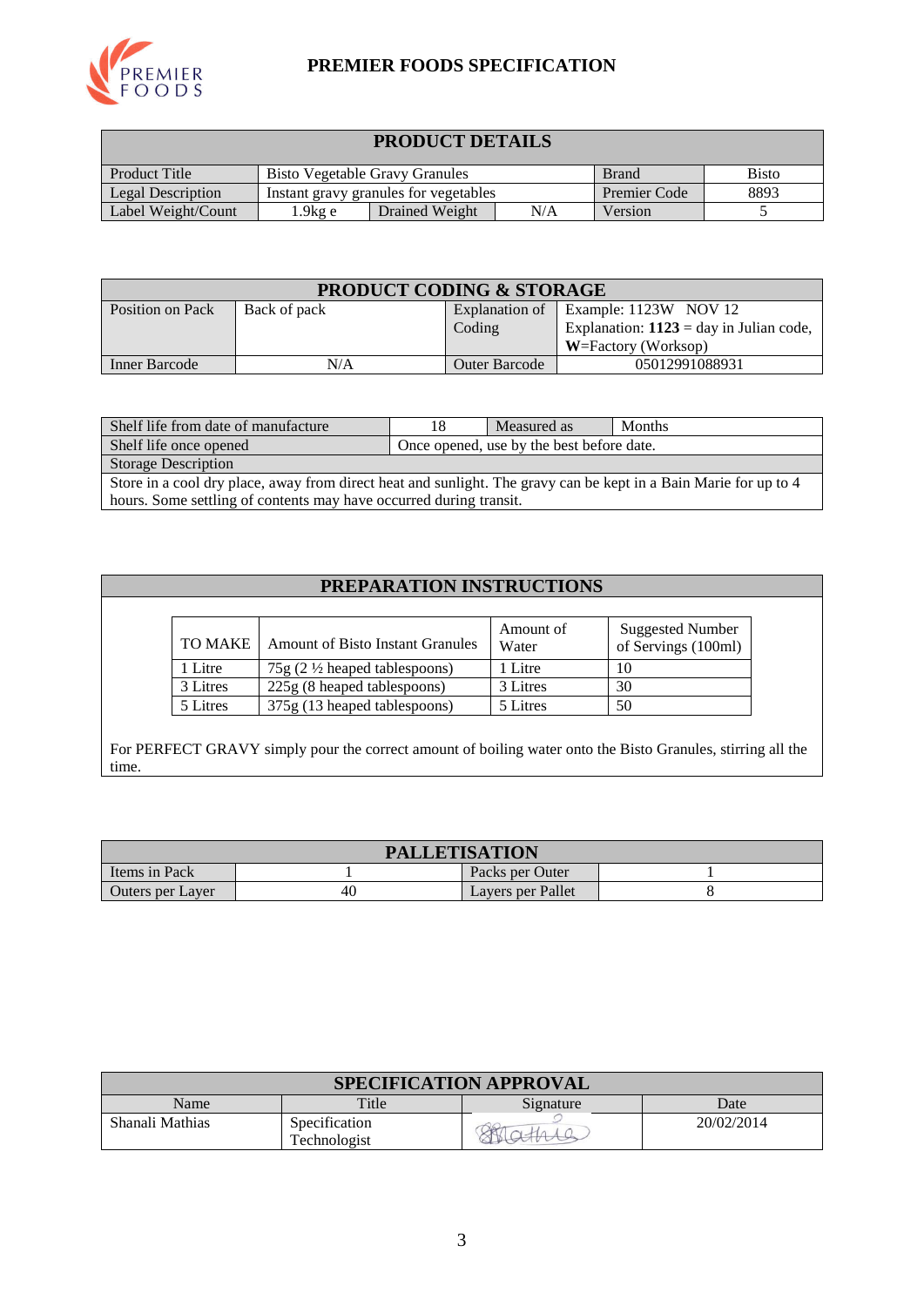# PREMIER FOODS SPECIFICATION

| PRODUCT DETAILS | | | | | |
|---|---|---|---|---|---|
| Product Title | Bisto Vegetable Gravy Granules | | | Brand | Bisto |
| Legal Description | Instant gravy granules for vegetables | | | Premier Code | 8893 |
| Label Weight/Count | 1.9kg e | Drained Weight | N/A | Version | 5 |

| PRODUCT CODING & STORAGE | | | |
|---|---|---|---|
| Position on Pack | Back of pack | Explanation of Coding | Example: 1123W NOV 12<br>Explanation: **1123** = day in Julian code, **W**=Factory (Worksop) |
| Inner Barcode | N/A | Outer Barcode | 05012991088931 |

| | | | |
|---|---|---|---|
| Shelf life from date of manufacture | 18 | Measured as | Months |
| Shelf life once opened | Once opened, use by the best before date. | | |
| Storage Description | | | |
| Store in a cool dry place, away from direct heat and sunlight. The gravy can be kept in a Bain Marie for up to 4 hours. Some settling of contents may have occurred during transit. | | | |

## PREPARATION INSTRUCTIONS

| TO MAKE | Amount of Bisto Instant Granules | Amount of Water | Suggested Number of Servings (100ml) |
|---|---|---|---|
| 1 Litre | 75g (2 ½ heaped tablespoons) | 1 Litre | 10 |
| 3 Litres | 225g (8 heaped tablespoons) | 3 Litres | 30 |
| 5 Litres | 375g (13 heaped tablespoons) | 5 Litres | 50 |

For PERFECT GRAVY simply pour the correct amount of boiling water onto the Bisto Granules, stirring all the time.

| PALLETISATION | | | |
|---|---|---|---|
| Items in Pack | 1 | Packs per Outer | 1 |
| Outers per Layer | 40 | Layers per Pallet | 8 |

| SPECIFICATION APPROVAL | | | |
|---|---|---|---|
| Name | Title | Signature | Date |
| Shanali Mathias | Specification Technologist | SMathias | 20/02/2014 |